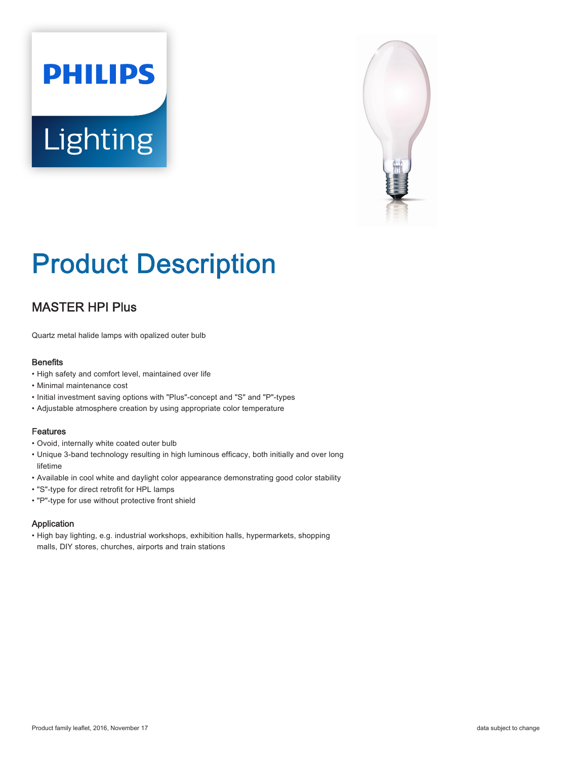# Product Description

## MASTER HPI Plus

Quartz metal halide lamps with opalized outer bulb

### Benefits

- High safety and comfort level, maintained over life
- Minimal maintenance cost
- Initial investment saving options with "Plus"-concept and "S" and "P"-types
- Adjustable atmosphere creation by using appropriate color temperature

### Features

- Ovoid, internally white coated outer bulb
- Unique 3-band technology resulting in high luminous efficacy, both initially and over long lifetime
- Available in cool white and daylight color appearance demonstrating good color stability
- "S"-type for direct retrofit for HPL lamps
- "P"-type for use without protective front shield

### Application

- High bay lighting, e.g. industrial workshops, exhibition halls, hypermarkets, shopping malls, DIY stores, churches, airports and train stations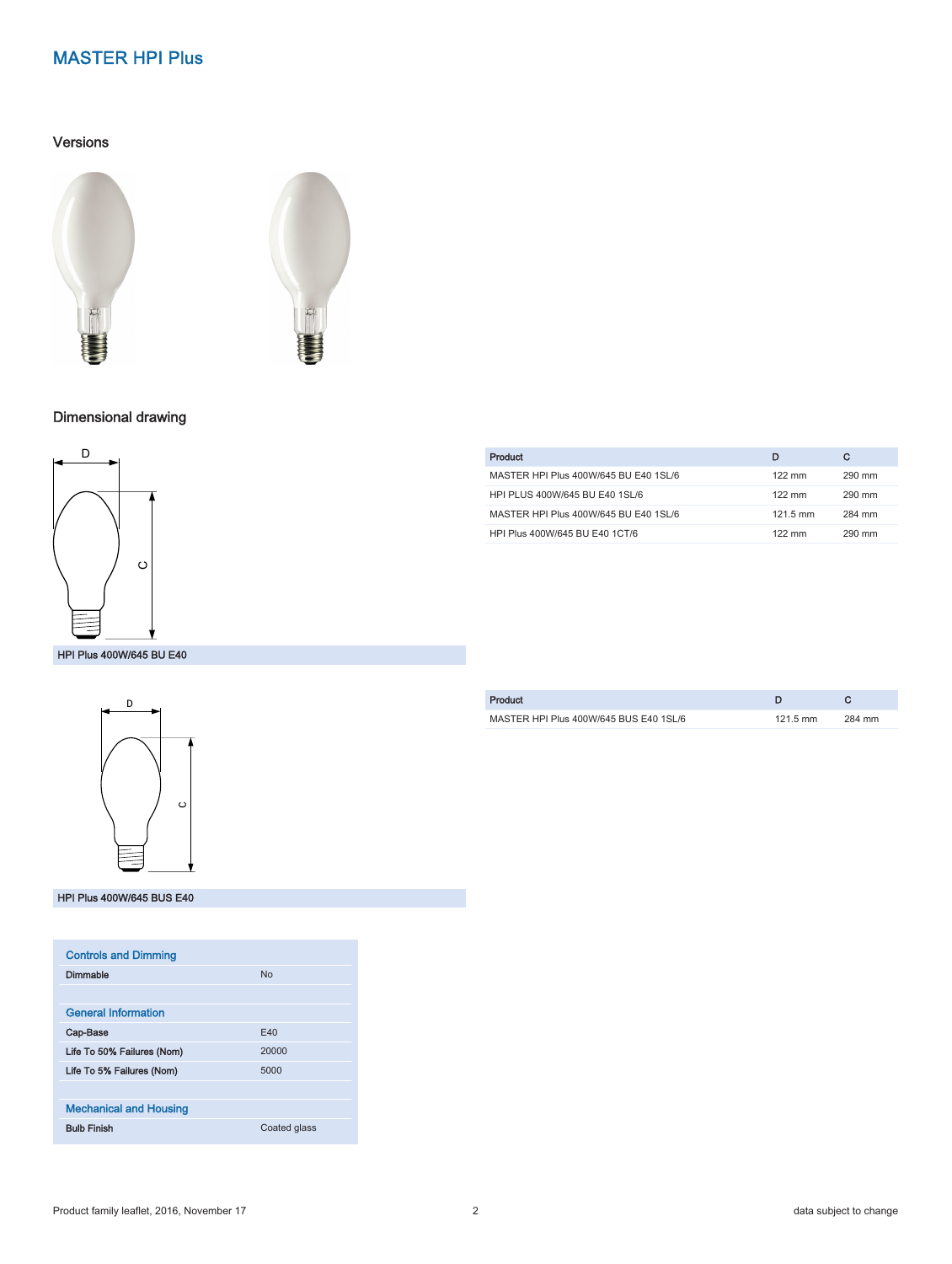# MASTER HPI Plus

## Versions

## Dimensional drawing

| Product | D | C |
|---|---|---|
| MASTER HPI Plus 400W/645 BU E40 1SL/6 | 122 mm | 290 mm |
| HPI PLUS 400W/645 BU E40 1SL/6 | 122 mm | 290 mm |
| MASTER HPI Plus 400W/645 BU E40 1SL/6 | 121.5 mm | 284 mm |
| HPI Plus 400W/645 BU E40 1CT/6 | 122 mm | 290 mm |

HPI Plus 400W/645 BU E40

| Product | D | C |
|---|---|---|
| MASTER HPI Plus 400W/645 BUS E40 1SL/6 | 121.5 mm | 284 mm |

HPI Plus 400W/645 BUS E40

| Controls and Dimming | |
|---|---|
| Dimmable | No |
| **General Information** | |
| Cap-Base | E40 |
| Life To 50% Failures (Nom) | 20000 |
| Life To 5% Failures (Nom) | 5000 |
| **Mechanical and Housing** | |
| Bulb Finish | Coated glass |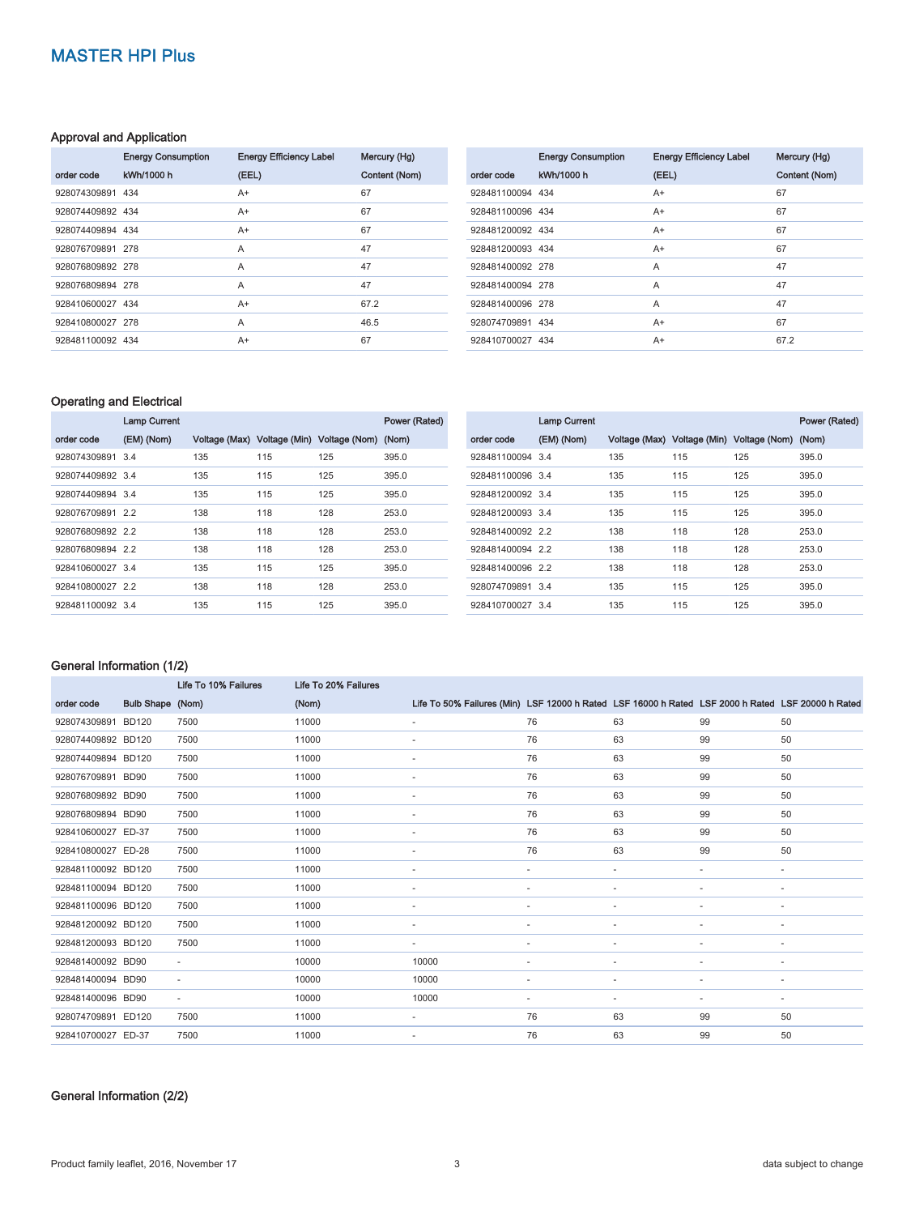## MASTER HPI Plus

### Approval and Application

| order code | Energy Consumption kWh/1000 h | Energy Efficiency Label (EEL) | Mercury (Hg) Content (Nom) |
|---|---|---|---|
| 928074309891 | 434 | A+ | 67 |
| 928074409892 | 434 | A+ | 67 |
| 928074409894 | 434 | A+ | 67 |
| 928076709891 | 278 | A | 47 |
| 928076809892 | 278 | A | 47 |
| 928076809894 | 278 | A | 47 |
| 928410600027 | 434 | A+ | 67.2 |
| 928410800027 | 278 | A | 46.5 |
| 928481100092 | 434 | A+ | 67 |
| 928481100094 | 434 | A+ | 67 |
| 928481100096 | 434 | A+ | 67 |
| 928481200092 | 434 | A+ | 67 |
| 928481200093 | 434 | A+ | 67 |
| 928481400092 | 278 | A | 47 |
| 928481400094 | 278 | A | 47 |
| 928481400096 | 278 | A | 47 |
| 928074709891 | 434 | A+ | 67 |
| 928410700027 | 434 | A+ | 67.2 |

### Operating and Electrical

| order code | Lamp Current (EM) (Nom) | Voltage (Max) | Voltage (Min) | Voltage (Nom) | Power (Rated) (Nom) |
|---|---|---|---|---|---|
| 928074309891 | 3.4 | 135 | 115 | 125 | 395.0 |
| 928074409892 | 3.4 | 135 | 115 | 125 | 395.0 |
| 928074409894 | 3.4 | 135 | 115 | 125 | 395.0 |
| 928076709891 | 2.2 | 138 | 118 | 128 | 253.0 |
| 928076809892 | 2.2 | 138 | 118 | 128 | 253.0 |
| 928076809894 | 2.2 | 138 | 118 | 128 | 253.0 |
| 928410600027 | 3.4 | 135 | 115 | 125 | 395.0 |
| 928410800027 | 2.2 | 138 | 118 | 128 | 253.0 |
| 928481100092 | 3.4 | 135 | 115 | 125 | 395.0 |
| 928481100094 | 3.4 | 135 | 115 | 125 | 395.0 |
| 928481100096 | 3.4 | 135 | 115 | 125 | 395.0 |
| 928481200092 | 3.4 | 135 | 115 | 125 | 395.0 |
| 928481200093 | 3.4 | 135 | 115 | 125 | 395.0 |
| 928481400092 | 2.2 | 138 | 118 | 128 | 253.0 |
| 928481400094 | 2.2 | 138 | 118 | 128 | 253.0 |
| 928481400096 | 2.2 | 138 | 118 | 128 | 253.0 |
| 928074709891 | 3.4 | 135 | 115 | 125 | 395.0 |
| 928410700027 | 3.4 | 135 | 115 | 125 | 395.0 |

### General Information (1/2)

| order code | Bulb Shape | Life To 10% Failures (Nom) | Life To 20% Failures (Nom) | Life To 50% Failures (Min) | LSF 12000 h Rated | LSF 16000 h Rated | LSF 2000 h Rated | LSF 20000 h Rated |
|---|---|---|---|---|---|---|---|---|
| 928074309891 | BD120 | 7500 | 11000 | - | 76 | 63 | 99 | 50 |
| 928074409892 | BD120 | 7500 | 11000 | - | 76 | 63 | 99 | 50 |
| 928074409894 | BD120 | 7500 | 11000 | - | 76 | 63 | 99 | 50 |
| 928076709891 | BD90 | 7500 | 11000 | - | 76 | 63 | 99 | 50 |
| 928076809892 | BD90 | 7500 | 11000 | - | 76 | 63 | 99 | 50 |
| 928076809894 | BD90 | 7500 | 11000 | - | 76 | 63 | 99 | 50 |
| 928410600027 | ED-37 | 7500 | 11000 | - | 76 | 63 | 99 | 50 |
| 928410800027 | ED-28 | 7500 | 11000 | - | 76 | 63 | 99 | 50 |
| 928481100092 | BD120 | 7500 | 11000 | - | - | - | - | - |
| 928481100094 | BD120 | 7500 | 11000 | - | - | - | - | - |
| 928481100096 | BD120 | 7500 | 11000 | - | - | - | - | - |
| 928481200092 | BD120 | 7500 | 11000 | - | - | - | - | - |
| 928481200093 | BD120 | 7500 | 11000 | - | - | - | - | - |
| 928481400092 | BD90 | - | 10000 | 10000 | - | - | - | - |
| 928481400094 | BD90 | - | 10000 | 10000 | - | - | - | - |
| 928481400096 | BD90 | - | 10000 | 10000 | - | - | - | - |
| 928074709891 | ED120 | 7500 | 11000 | - | 76 | 63 | 99 | 50 |
| 928410700027 | ED-37 | 7500 | 11000 | - | 76 | 63 | 99 | 50 |

### General Information (2/2)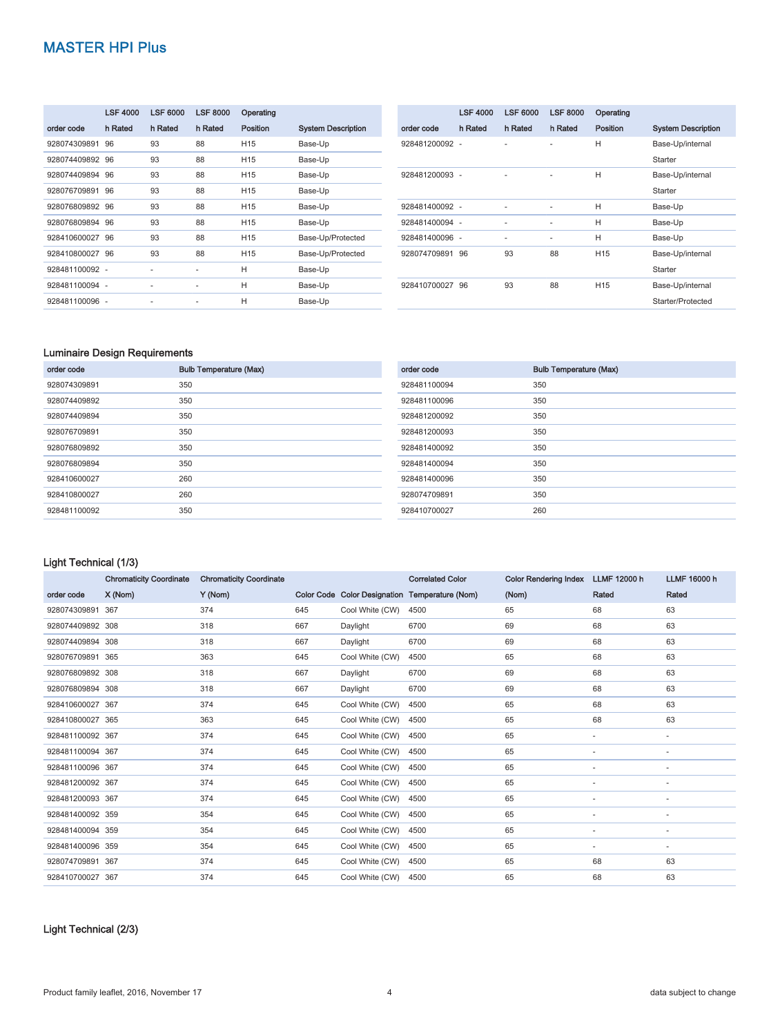## MASTER HPI Plus

| order code | LSF 4000 h Rated | LSF 6000 h Rated | LSF 8000 h Rated | Operating Position | System Description |
|---|---|---|---|---|---|
| 928074309891 | 96 | 93 | 88 | H15 | Base-Up |
| 928074409892 | 96 | 93 | 88 | H15 | Base-Up |
| 928074409894 | 96 | 93 | 88 | H15 | Base-Up |
| 928076709891 | 96 | 93 | 88 | H15 | Base-Up |
| 928076809892 | 96 | 93 | 88 | H15 | Base-Up |
| 928076809894 | 96 | 93 | 88 | H15 | Base-Up |
| 928410600027 | 96 | 93 | 88 | H15 | Base-Up/Protected |
| 928410800027 | 96 | 93 | 88 | H15 | Base-Up/Protected |
| 928481100092 | - | - | - | H | Base-Up |
| 928481100094 | - | - | - | H | Base-Up |
| 928481100096 | - | - | - | H | Base-Up |
| 928481200092 | - | - | - | H | Base-Up/internal Starter |
| 928481200093 | - | - | - | H | Base-Up/internal Starter |
| 928481400092 | - | - | - | H | Base-Up |
| 928481400094 | - | - | - | H | Base-Up |
| 928481400096 | - | - | - | H | Base-Up |
| 928074709891 | 96 | 93 | 88 | H15 | Base-Up/internal Starter |
| 928410700027 | 96 | 93 | 88 | H15 | Base-Up/internal Starter/Protected |

### Luminaire Design Requirements

| order code | Bulb Temperature (Max) |
|---|---|
| 928074309891 | 350 |
| 928074409892 | 350 |
| 928074409894 | 350 |
| 928076709891 | 350 |
| 928076809892 | 350 |
| 928076809894 | 350 |
| 928410600027 | 260 |
| 928410800027 | 260 |
| 928481100092 | 350 |
| 928481100094 | 350 |
| 928481100096 | 350 |
| 928481200092 | 350 |
| 928481200093 | 350 |
| 928481400092 | 350 |
| 928481400094 | 350 |
| 928481400096 | 350 |
| 928074709891 | 350 |
| 928410700027 | 260 |

### Light Technical (1/3)

| order code | Chromaticity Coordinate X (Nom) | Chromaticity Coordinate Y (Nom) | Color Code | Color Designation | Correlated Color Temperature (Nom) | Color Rendering Index (Nom) | LLMF 12000 h Rated | LLMF 16000 h Rated |
|---|---|---|---|---|---|---|---|---|
| 928074309891 | 367 | 374 | 645 | Cool White (CW) | 4500 | 65 | 68 | 63 |
| 928074409892 | 308 | 318 | 667 | Daylight | 6700 | 69 | 68 | 63 |
| 928074409894 | 308 | 318 | 667 | Daylight | 6700 | 69 | 68 | 63 |
| 928076709891 | 365 | 363 | 645 | Cool White (CW) | 4500 | 65 | 68 | 63 |
| 928076809892 | 308 | 318 | 667 | Daylight | 6700 | 69 | 68 | 63 |
| 928076809894 | 308 | 318 | 667 | Daylight | 6700 | 69 | 68 | 63 |
| 928410600027 | 367 | 374 | 645 | Cool White (CW) | 4500 | 65 | 68 | 63 |
| 928410800027 | 365 | 363 | 645 | Cool White (CW) | 4500 | 65 | 68 | 63 |
| 928481100092 | 367 | 374 | 645 | Cool White (CW) | 4500 | 65 | - | - |
| 928481100094 | 367 | 374 | 645 | Cool White (CW) | 4500 | 65 | - | - |
| 928481100096 | 367 | 374 | 645 | Cool White (CW) | 4500 | 65 | - | - |
| 928481200092 | 367 | 374 | 645 | Cool White (CW) | 4500 | 65 | - | - |
| 928481200093 | 367 | 374 | 645 | Cool White (CW) | 4500 | 65 | - | - |
| 928481400092 | 359 | 354 | 645 | Cool White (CW) | 4500 | 65 | - | - |
| 928481400094 | 359 | 354 | 645 | Cool White (CW) | 4500 | 65 | - | - |
| 928481400096 | 359 | 354 | 645 | Cool White (CW) | 4500 | 65 | - | - |
| 928074709891 | 367 | 374 | 645 | Cool White (CW) | 4500 | 65 | 68 | 63 |
| 928410700027 | 367 | 374 | 645 | Cool White (CW) | 4500 | 65 | 68 | 63 |

### Light Technical (2/3)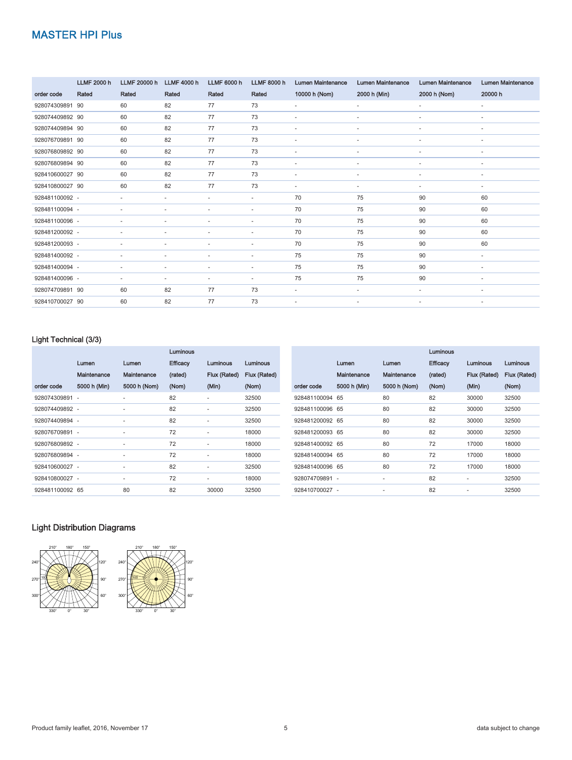## MASTER HPI Plus

| order code | LLMF 2000 h Rated | LLMF 20000 h Rated | LLMF 4000 h Rated | LLMF 6000 h Rated | LLMF 8000 h Rated | Lumen Maintenance 10000 h (Nom) | Lumen Maintenance 2000 h (Min) | Lumen Maintenance 2000 h (Nom) | Lumen Maintenance 20000 h |
|---|---|---|---|---|---|---|---|---|---|
| 928074309891 | 90 | 60 | 82 | 77 | 73 | - | - | - | - |
| 928074409892 | 90 | 60 | 82 | 77 | 73 | - | - | - | - |
| 928074409894 | 90 | 60 | 82 | 77 | 73 | - | - | - | - |
| 928076709891 | 90 | 60 | 82 | 77 | 73 | - | - | - | - |
| 928076809892 | 90 | 60 | 82 | 77 | 73 | - | - | - | - |
| 928076809894 | 90 | 60 | 82 | 77 | 73 | - | - | - | - |
| 928410600027 | 90 | 60 | 82 | 77 | 73 | - | - | - | - |
| 928410800027 | 90 | 60 | 82 | 77 | 73 | - | - | - | - |
| 928481100092 | - | - | - | - | - | 70 | 75 | 90 | 60 |
| 928481100094 | - | - | - | - | - | 70 | 75 | 90 | 60 |
| 928481100096 | - | - | - | - | - | 70 | 75 | 90 | 60 |
| 928481200092 | - | - | - | - | - | 70 | 75 | 90 | 60 |
| 928481200093 | - | - | - | - | - | 70 | 75 | 90 | 60 |
| 928481400092 | - | - | - | - | - | 75 | 75 | 90 | - |
| 928481400094 | - | - | - | - | - | 75 | 75 | 90 | - |
| 928481400096 | - | - | - | - | - | 75 | 75 | 90 | - |
| 928074709891 | 90 | 60 | 82 | 77 | 73 | - | - | - | - |
| 928410700027 | 90 | 60 | 82 | 77 | 73 | - | - | - | - |

### Light Technical (3/3)

| order code | Lumen Maintenance 5000 h (Min) | Lumen Maintenance 5000 h (Nom) | Luminous Efficacy (rated) (Nom) | Luminous Flux (Rated) (Min) | Luminous Flux (Rated) (Nom) |
|---|---|---|---|---|---|
| 928074309891 | - | - | 82 | - | 32500 |
| 928074409892 | - | - | 82 | - | 32500 |
| 928074409894 | - | - | 82 | - | 32500 |
| 928076709891 | - | - | 72 | - | 18000 |
| 928076809892 | - | - | 72 | - | 18000 |
| 928076809894 | - | - | 72 | - | 18000 |
| 928410600027 | - | - | 82 | - | 32500 |
| 928410800027 | - | - | 72 | - | 18000 |
| 928481100092 | 65 | 80 | 82 | 30000 | 32500 |
| 928481100094 | 65 | 80 | 82 | 30000 | 32500 |
| 928481100096 | 65 | 80 | 82 | 30000 | 32500 |
| 928481200092 | 65 | 80 | 82 | 30000 | 32500 |
| 928481200093 | 65 | 80 | 82 | 30000 | 32500 |
| 928481400092 | 65 | 80 | 72 | 17000 | 18000 |
| 928481400094 | 65 | 80 | 72 | 17000 | 18000 |
| 928481400096 | 65 | 80 | 72 | 17000 | 18000 |
| 928074709891 | - | - | 82 | - | 32500 |
| 928410700027 | - | - | 82 | - | 32500 |

### Light Distribution Diagrams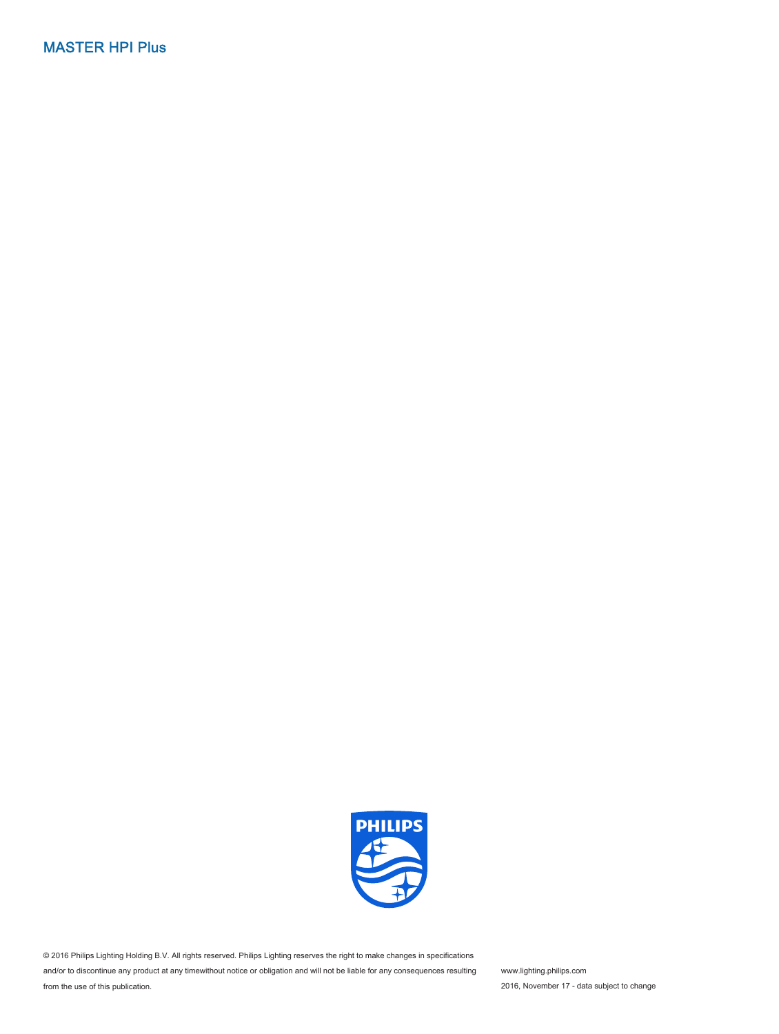© 2016 Philips Lighting Holding B.V. All rights reserved. Philips Lighting reserves the right to make changes in specifications and/or to discontinue any product at any timewithout notice or obligation and will not be liable for any consequences resulting from the use of this publication.

www.lighting.philips.com

2016, November 17 - data subject to change